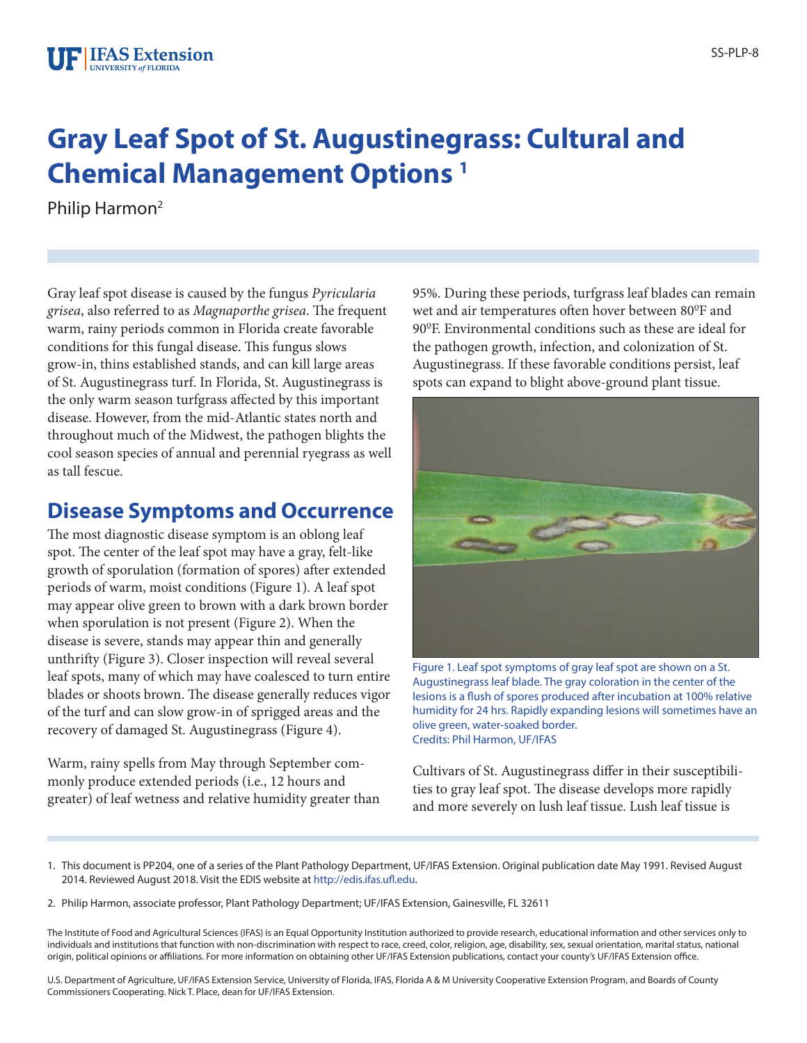# Gray Leaf Spot of St. Augustinegrass: Cultural and Chemical Management Options [1]

Philip Harmon[2]

Gray leaf spot disease is caused by the fungus *Pyricularia grisea*, also referred to as *Magnaporthe grisea*. The frequent warm, rainy periods common in Florida create favorable conditions for this fungal disease. This fungus slows grow-in, thins established stands, and can kill large areas of St. Augustinegrass turf. In Florida, St. Augustinegrass is the only warm season turfgrass affected by this important disease. However, from the mid-Atlantic states north and throughout much of the Midwest, the pathogen blights the cool season species of annual and perennial ryegrass as well as tall fescue.

## Disease Symptoms and Occurrence

The most diagnostic disease symptom is an oblong leaf spot. The center of the leaf spot may have a gray, felt-like growth of sporulation (formation of spores) after extended periods of warm, moist conditions (Figure 1). A leaf spot may appear olive green to brown with a dark brown border when sporulation is not present (Figure 2). When the disease is severe, stands may appear thin and generally unthrifty (Figure 3). Closer inspection will reveal several leaf spots, many of which may have coalesced to turn entire blades or shoots brown. The disease generally reduces vigor of the turf and can slow grow-in of sprigged areas and the recovery of damaged St. Augustinegrass (Figure 4).

Warm, rainy spells from May through September commonly produce extended periods (i.e., 12 hours and greater) of leaf wetness and relative humidity greater than 95%. During these periods, turfgrass leaf blades can remain wet and air temperatures often hover between 80ºF and 90ºF. Environmental conditions such as these are ideal for the pathogen growth, infection, and colonization of St. Augustinegrass. If these favorable conditions persist, leaf spots can expand to blight above-ground plant tissue.

Figure 1. Leaf spot symptoms of gray leaf spot are shown on a St. Augustinegrass leaf blade. The gray coloration in the center of the lesions is a flush of spores produced after incubation at 100% relative humidity for 24 hrs. Rapidly expanding lesions will sometimes have an olive green, water-soaked border.
Credits: Phil Harmon, UF/IFAS

Cultivars of St. Augustinegrass differ in their susceptibilities to gray leaf spot. The disease develops more rapidly and more severely on lush leaf tissue. Lush leaf tissue is

1. This document is PP204, one of a series of the Plant Pathology Department, UF/IFAS Extension. Original publication date May 1991. Revised August 2014. Reviewed August 2018. Visit the EDIS website at http://edis.ifas.ufl.edu.

2. Philip Harmon, associate professor, Plant Pathology Department; UF/IFAS Extension, Gainesville, FL 32611

The Institute of Food and Agricultural Sciences (IFAS) is an Equal Opportunity Institution authorized to provide research, educational information and other services only to individuals and institutions that function with non-discrimination with respect to race, creed, color, religion, age, disability, sex, sexual orientation, marital status, national origin, political opinions or affiliations. For more information on obtaining other UF/IFAS Extension publications, contact your county's UF/IFAS Extension office.

U.S. Department of Agriculture, UF/IFAS Extension Service, University of Florida, IFAS, Florida A & M University Cooperative Extension Program, and Boards of County Commissioners Cooperating. Nick T. Place, dean for UF/IFAS Extension.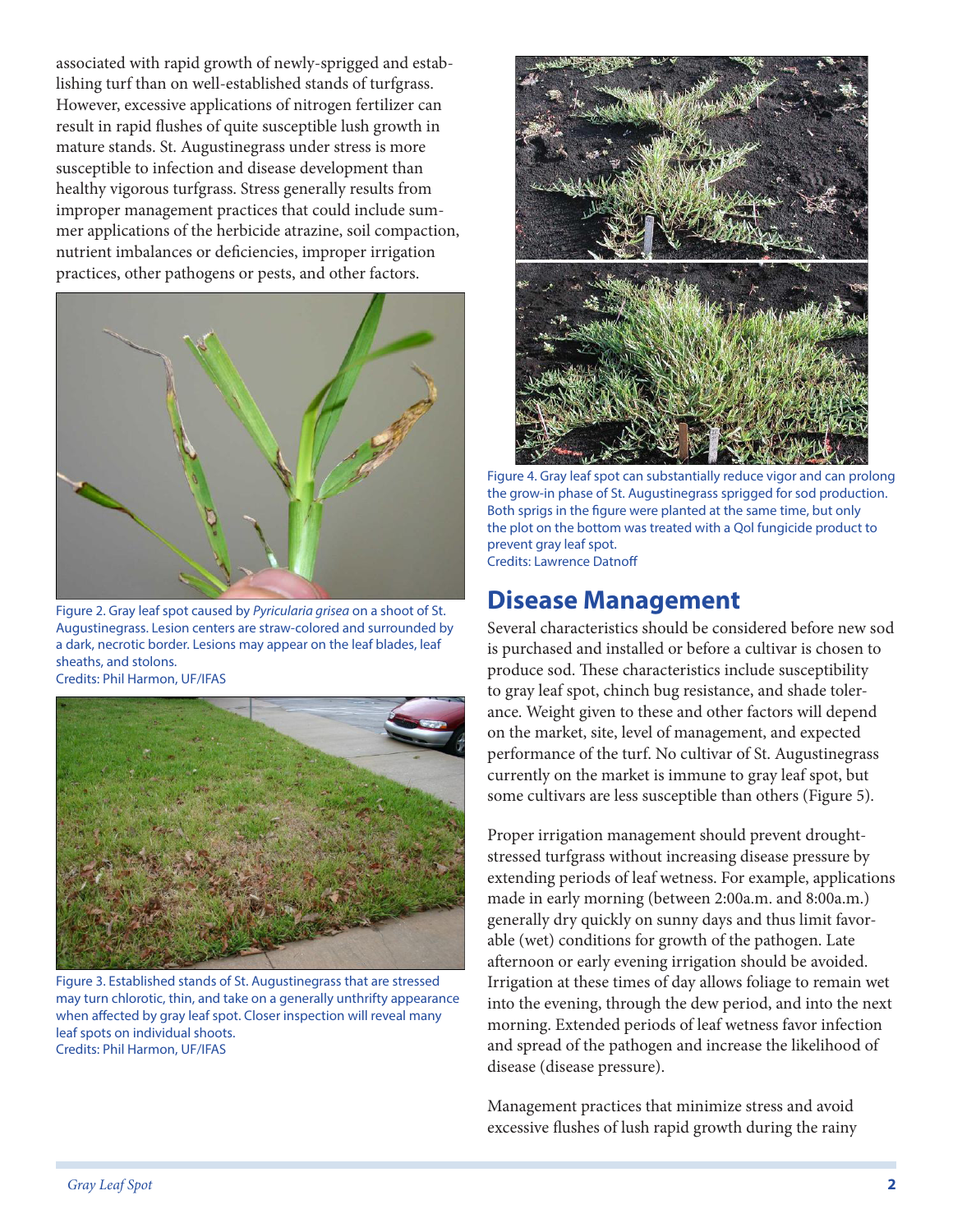associated with rapid growth of newly-sprigged and establishing turf than on well-established stands of turfgrass. However, excessive applications of nitrogen fertilizer can result in rapid flushes of quite susceptible lush growth in mature stands. St. Augustinegrass under stress is more susceptible to infection and disease development than healthy vigorous turfgrass. Stress generally results from improper management practices that could include summer applications of the herbicide atrazine, soil compaction, nutrient imbalances or deficiencies, improper irrigation practices, other pathogens or pests, and other factors.

Figure 2. Gray leaf spot caused by *Pyricularia grisea* on a shoot of St. Augustinegrass. Lesion centers are straw-colored and surrounded by a dark, necrotic border. Lesions may appear on the leaf blades, leaf sheaths, and stolons.
Credits: Phil Harmon, UF/IFAS

Figure 3. Established stands of St. Augustinegrass that are stressed may turn chlorotic, thin, and take on a generally unthrifty appearance when affected by gray leaf spot. Closer inspection will reveal many leaf spots on individual shoots.
Credits: Phil Harmon, UF/IFAS

Figure 4. Gray leaf spot can substantially reduce vigor and can prolong the grow-in phase of St. Augustinegrass sprigged for sod production. Both sprigs in the figure were planted at the same time, but only the plot on the bottom was treated with a QoI fungicide product to prevent gray leaf spot.
Credits: Lawrence Datnoff

## Disease Management

Several characteristics should be considered before new sod is purchased and installed or before a cultivar is chosen to produce sod. These characteristics include susceptibility to gray leaf spot, chinch bug resistance, and shade tolerance. Weight given to these and other factors will depend on the market, site, level of management, and expected performance of the turf. No cultivar of St. Augustinegrass currently on the market is immune to gray leaf spot, but some cultivars are less susceptible than others (Figure 5).

Proper irrigation management should prevent drought-stressed turfgrass without increasing disease pressure by extending periods of leaf wetness. For example, applications made in early morning (between 2:00a.m. and 8:00a.m.) generally dry quickly on sunny days and thus limit favorable (wet) conditions for growth of the pathogen. Late afternoon or early evening irrigation should be avoided. Irrigation at these times of day allows foliage to remain wet into the evening, through the dew period, and into the next morning. Extended periods of leaf wetness favor infection and spread of the pathogen and increase the likelihood of disease (disease pressure).

Management practices that minimize stress and avoid excessive flushes of lush rapid growth during the rainy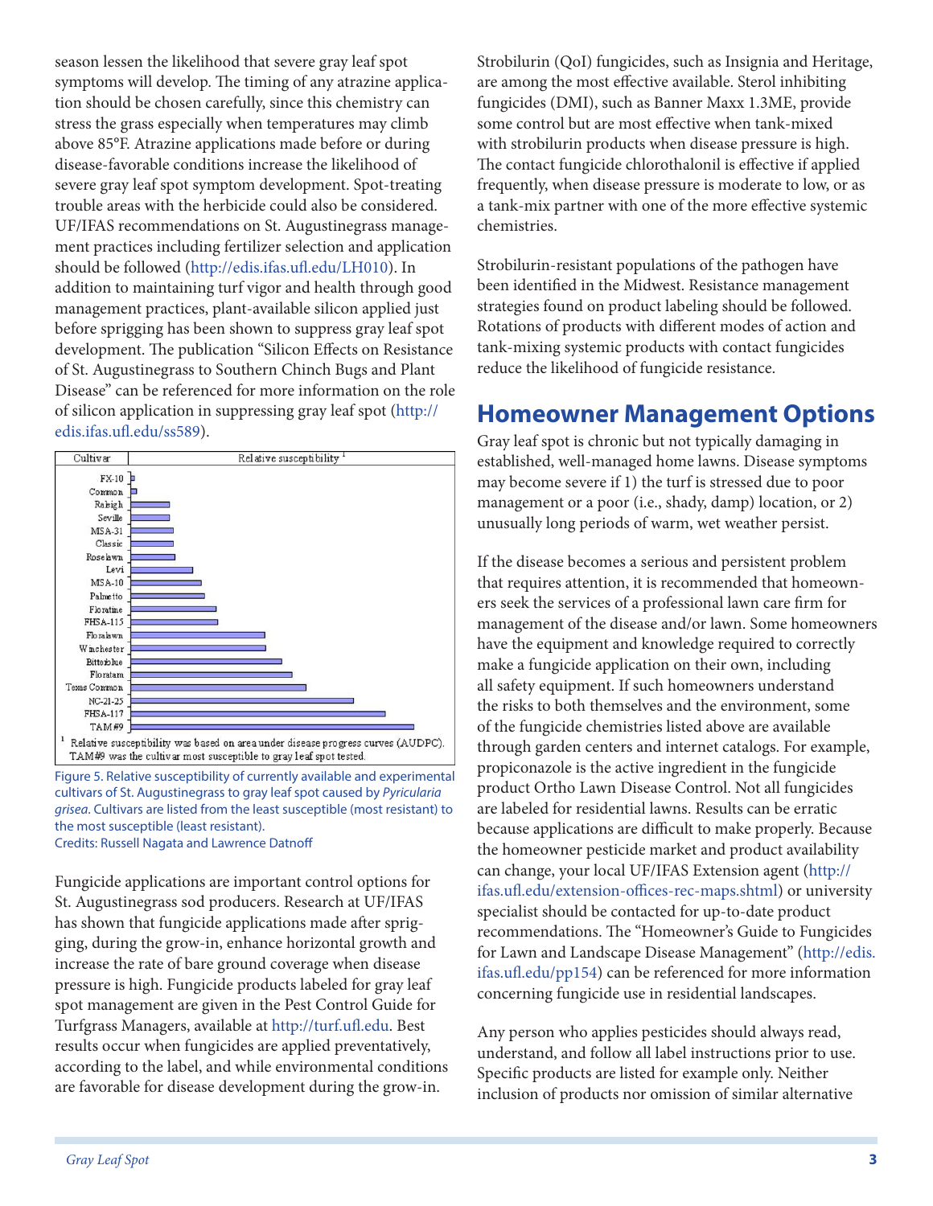season lessen the likelihood that severe gray leaf spot symptoms will develop. The timing of any atrazine application should be chosen carefully, since this chemistry can stress the grass especially when temperatures may climb above 85°F. Atrazine applications made before or during disease-favorable conditions increase the likelihood of severe gray leaf spot symptom development. Spot-treating trouble areas with the herbicide could also be considered. UF/IFAS recommendations on St. Augustinegrass management practices including fertilizer selection and application should be followed (http://edis.ifas.ufl.edu/LH010). In addition to maintaining turf vigor and health through good management practices, plant-available silicon applied just before sprigging has been shown to suppress gray leaf spot development. The publication "Silicon Effects on Resistance of St. Augustinegrass to Southern Chinch Bugs and Plant Disease" can be referenced for more information on the role of silicon application in suppressing gray leaf spot (http://edis.ifas.ufl.edu/ss589).

| Cultivar | Relative susceptibility [1] |
|---|---|
| FX-10 | |
| Common | |
| Raleigh | |
| Seville | |
| MSA-31 | |
| Classic | |
| Roselawn | |
| Levi | |
| MSA-10 | |
| Palmetto | |
| Floratine | |
| FHSA-115 | |
| Floralawn | |
| Winchester | |
| Bitterblue | |
| Floratam | |
| Texas Common | |
| NC-21-25 | |
| FHSA-117 | |
| TAM#9 | |

[1] Relative susceptibility was based on area under disease progress curves (AUDPC). TAM#9 was the cultivar most susceptible to gray leaf spot tested.

Figure 5. Relative susceptibility of currently available and experimental cultivars of St. Augustinegrass to gray leaf spot caused by *Pyricularia grisea*. Cultivars are listed from the least susceptible (most resistant) to the most susceptible (least resistant).
Credits: Russell Nagata and Lawrence Datnoff

Fungicide applications are important control options for St. Augustinegrass sod producers. Research at UF/IFAS has shown that fungicide applications made after sprigging, during the grow-in, enhance horizontal growth and increase the rate of bare ground coverage when disease pressure is high. Fungicide products labeled for gray leaf spot management are given in the Pest Control Guide for Turfgrass Managers, available at http://turf.ufl.edu. Best results occur when fungicides are applied preventatively, according to the label, and while environmental conditions are favorable for disease development during the grow-in.

Strobilurin (QoI) fungicides, such as Insignia and Heritage, are among the most effective available. Sterol inhibiting fungicides (DMI), such as Banner Maxx 1.3ME, provide some control but are most effective when tank-mixed with strobilurin products when disease pressure is high. The contact fungicide chlorothalonil is effective if applied frequently, when disease pressure is moderate to low, or as a tank-mix partner with one of the more effective systemic chemistries.

Strobilurin-resistant populations of the pathogen have been identified in the Midwest. Resistance management strategies found on product labeling should be followed. Rotations of products with different modes of action and tank-mixing systemic products with contact fungicides reduce the likelihood of fungicide resistance.

## Homeowner Management Options

Gray leaf spot is chronic but not typically damaging in established, well-managed home lawns. Disease symptoms may become severe if 1) the turf is stressed due to poor management or a poor (i.e., shady, damp) location, or 2) unusually long periods of warm, wet weather persist.

If the disease becomes a serious and persistent problem that requires attention, it is recommended that homeowners seek the services of a professional lawn care firm for management of the disease and/or lawn. Some homeowners have the equipment and knowledge required to correctly make a fungicide application on their own, including all safety equipment. If such homeowners understand the risks to both themselves and the environment, some of the fungicide chemistries listed above are available through garden centers and internet catalogs. For example, propiconazole is the active ingredient in the fungicide product Ortho Lawn Disease Control. Not all fungicides are labeled for residential lawns. Results can be erratic because applications are difficult to make properly. Because the homeowner pesticide market and product availability can change, your local UF/IFAS Extension agent (http://ifas.ufl.edu/extension-offices-rec-maps.shtml) or university specialist should be contacted for up-to-date product recommendations. The "Homeowner's Guide to Fungicides for Lawn and Landscape Disease Management" (http://edis.ifas.ufl.edu/pp154) can be referenced for more information concerning fungicide use in residential landscapes.

Any person who applies pesticides should always read, understand, and follow all label instructions prior to use. Specific products are listed for example only. Neither inclusion of products nor omission of similar alternative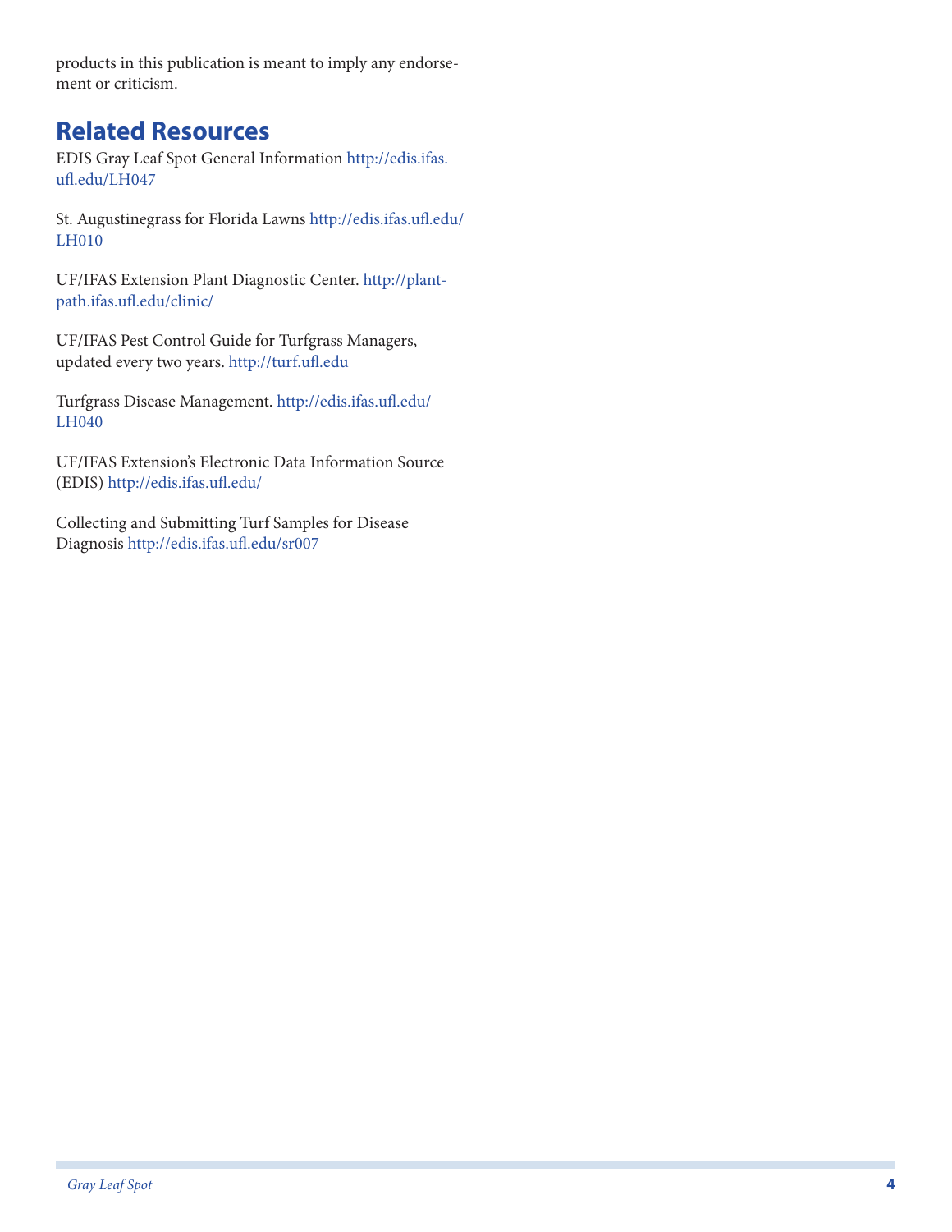products in this publication is meant to imply any endorsement or criticism.

## Related Resources

EDIS Gray Leaf Spot General Information http://edis.ifas.ufl.edu/LH047

St. Augustinegrass for Florida Lawns http://edis.ifas.ufl.edu/LH010

UF/IFAS Extension Plant Diagnostic Center. http://plant-path.ifas.ufl.edu/clinic/

UF/IFAS Pest Control Guide for Turfgrass Managers, updated every two years. http://turf.ufl.edu

Turfgrass Disease Management. http://edis.ifas.ufl.edu/LH040

UF/IFAS Extension's Electronic Data Information Source (EDIS) http://edis.ifas.ufl.edu/

Collecting and Submitting Turf Samples for Disease Diagnosis http://edis.ifas.ufl.edu/sr007